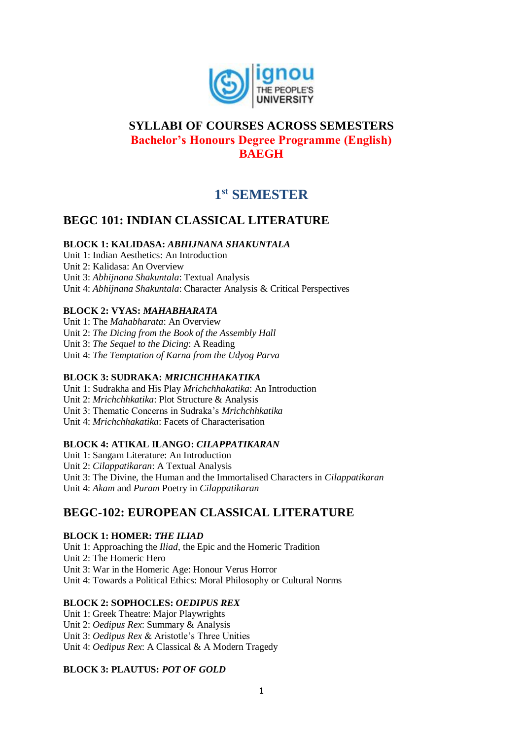# SYLLABI OF COURSES ACROSS SEMESTERS

## Bachelor's Honours Degree Programme (English)

## BAEGH

## 1st SEMESTER

## BEGC 101: INDIAN CLASSICAL LITERATURE

**BLOCK 1: KALIDASA: *ABHIJNANA SHAKUNTALA***

Unit 1: Indian Aesthetics: An Introduction
Unit 2: Kalidasa: An Overview
Unit 3: *Abhijnana Shakuntala*: Textual Analysis
Unit 4: *Abhijnana Shakuntala*: Character Analysis & Critical Perspectives

**BLOCK 2: VYAS: *MAHABHARATA***

Unit 1: The *Mahabharata*: An Overview
Unit 2: *The Dicing from the Book of the Assembly Hall*
Unit 3: *The Sequel to the Dicing*: A Reading
Unit 4: *The Temptation of Karna from the Udyog Parva*

**BLOCK 3: SUDRAKA: *MRICHCHHAKATIKA***

Unit 1: Sudrakha and His Play *Mrichchhakatika*: An Introduction
Unit 2: *Mrichchhkatika*: Plot Structure & Analysis
Unit 3: Thematic Concerns in Sudraka's *Mrichchhkatika*
Unit 4: *Mrichchhakatika*: Facets of Characterisation

**BLOCK 4: ATIKAL ILANGO: *CILAPPATIKARAN***

Unit 1: Sangam Literature: An Introduction
Unit 2: *Cilappatikaran*: A Textual Analysis
Unit 3: The Divine, the Human and the Immortalised Characters in *Cilappatikaran*
Unit 4: *Akam* and *Puram* Poetry in *Cilappatikaran*

## BEGC-102: EUROPEAN CLASSICAL LITERATURE

**BLOCK 1: HOMER: *THE ILIAD***

Unit 1: Approaching the *Iliad*, the Epic and the Homeric Tradition
Unit 2: The Homeric Hero
Unit 3: War in the Homeric Age: Honour Verus Horror
Unit 4: Towards a Political Ethics: Moral Philosophy or Cultural Norms

**BLOCK 2: SOPHOCLES: *OEDIPUS REX***

Unit 1: Greek Theatre: Major Playwrights
Unit 2: *Oedipus Rex*: Summary & Analysis
Unit 3: *Oedipus Rex* & Aristotle's Three Unities
Unit 4: *Oedipus Rex*: A Classical & A Modern Tragedy

**BLOCK 3: PLAUTUS: *POT OF GOLD***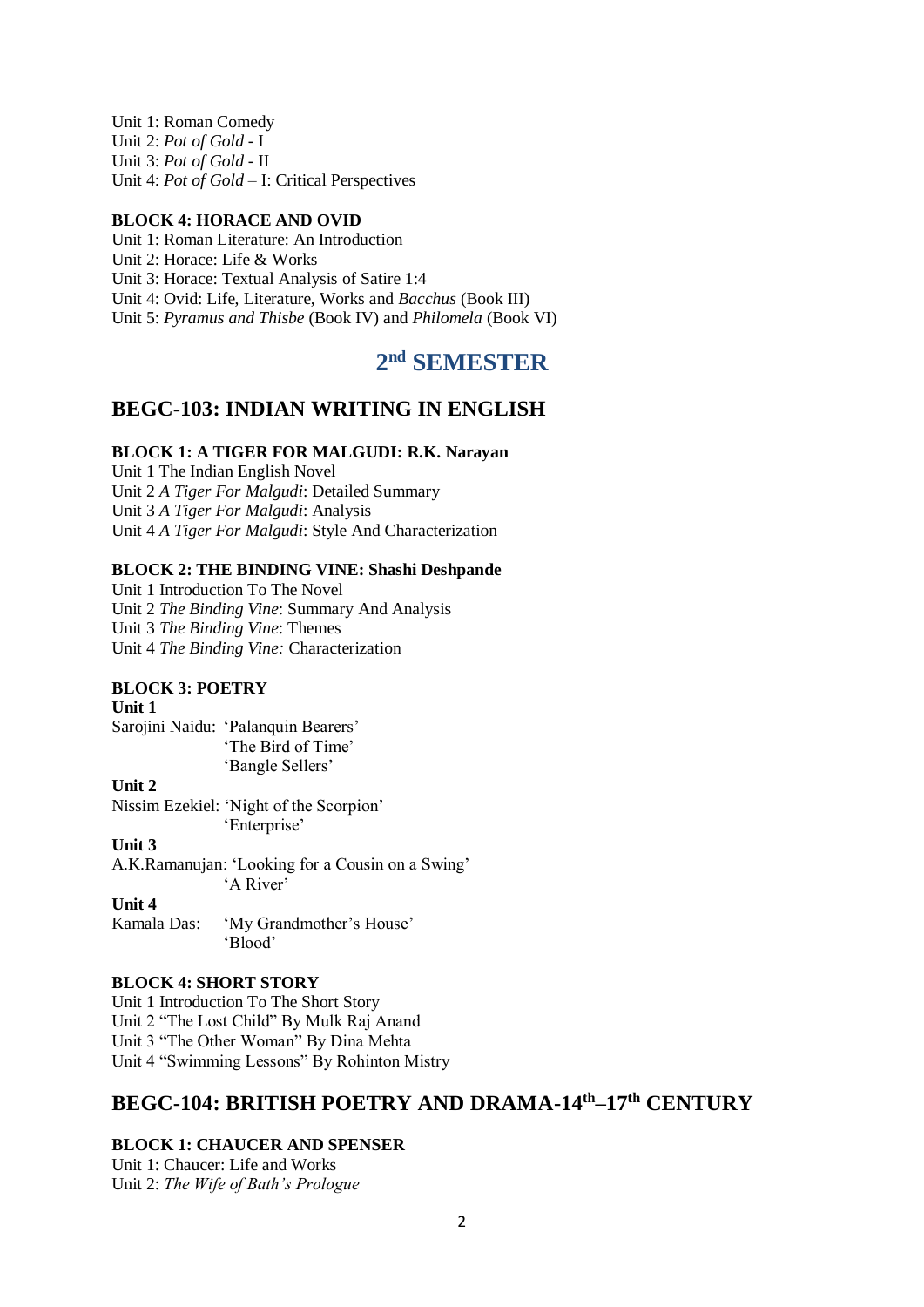Unit 1: Roman Comedy
Unit 2: *Pot of Gold* - I
Unit 3: *Pot of Gold* - II
Unit 4: *Pot of Gold* – I: Critical Perspectives

**BLOCK 4: HORACE AND OVID**

Unit 1: Roman Literature: An Introduction
Unit 2: Horace: Life & Works
Unit 3: Horace: Textual Analysis of Satire 1:4
Unit 4: Ovid: Life, Literature, Works and *Bacchus* (Book III)
Unit 5: *Pyramus and Thisbe* (Book IV) and *Philomela* (Book VI)

# 2nd SEMESTER

## BEGC-103: INDIAN WRITING IN ENGLISH

**BLOCK 1: A TIGER FOR MALGUDI: R.K. Narayan**

Unit 1 The Indian English Novel
Unit 2 *A Tiger For Malgudi*: Detailed Summary
Unit 3 *A Tiger For Malgudi*: Analysis
Unit 4 *A Tiger For Malgudi*: Style And Characterization

**BLOCK 2: THE BINDING VINE: Shashi Deshpande**

Unit 1 Introduction To The Novel
Unit 2 *The Binding Vine*: Summary And Analysis
Unit 3 *The Binding Vine*: Themes
Unit 4 *The Binding Vine:* Characterization

**BLOCK 3: POETRY**

**Unit 1**

Sarojini Naidu: 'Palanquin Bearers'
'The Bird of Time'
'Bangle Sellers'

**Unit 2**

Nissim Ezekiel: 'Night of the Scorpion'
'Enterprise'

**Unit 3**

A.K.Ramanujan: 'Looking for a Cousin on a Swing'
'A River'

**Unit 4**

Kamala Das: 'My Grandmother's House'
'Blood'

**BLOCK 4: SHORT STORY**

Unit 1 Introduction To The Short Story
Unit 2 "The Lost Child" By Mulk Raj Anand
Unit 3 "The Other Woman" By Dina Mehta
Unit 4 "Swimming Lessons" By Rohinton Mistry

## BEGC-104: BRITISH POETRY AND DRAMA-14th–17th CENTURY

**BLOCK 1: CHAUCER AND SPENSER**

Unit 1: Chaucer: Life and Works
Unit 2: *The Wife of Bath's Prologue*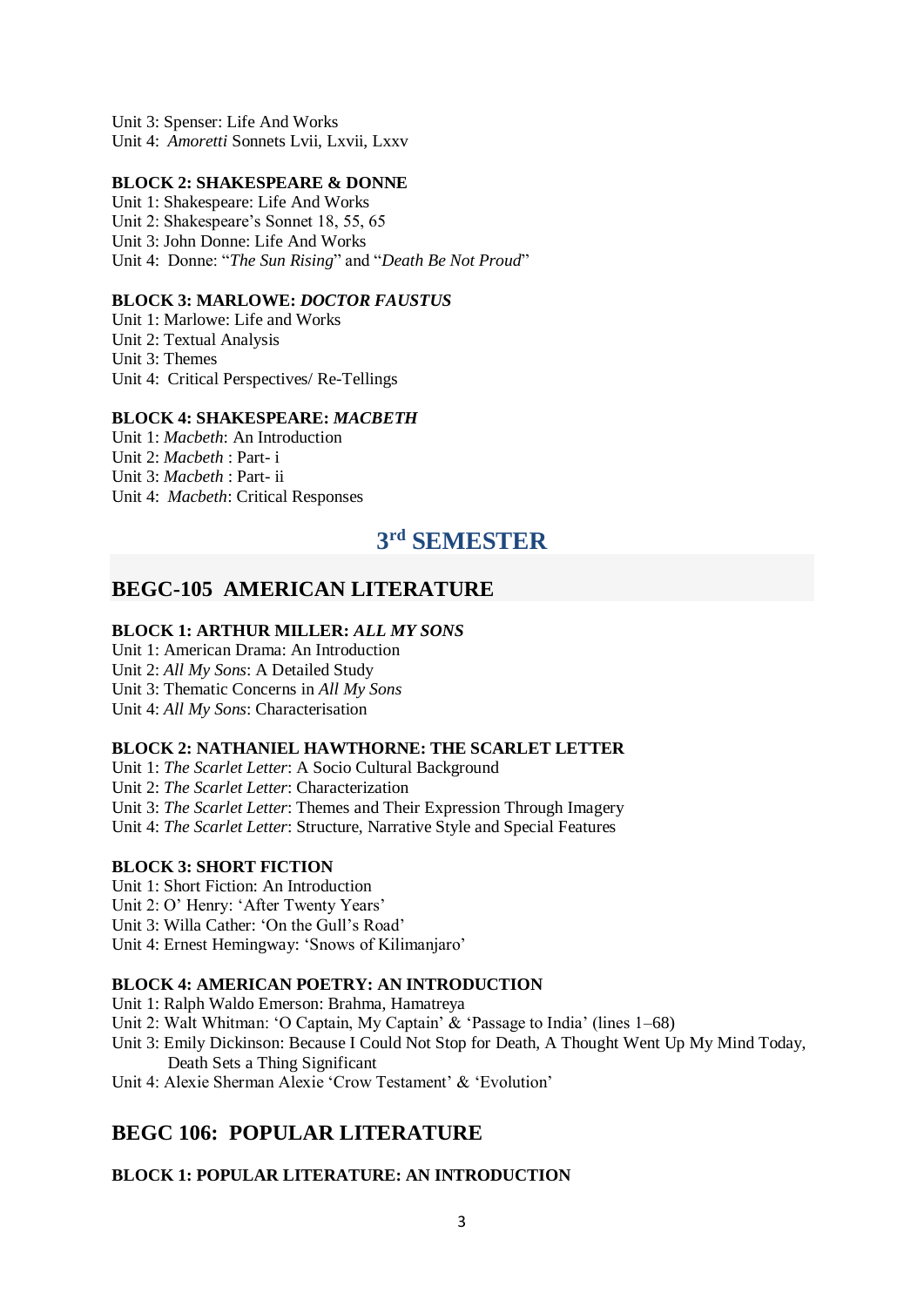Unit 3: Spenser: Life And Works
Unit 4: *Amoretti* Sonnets Lvii, Lxvii, Lxxv

**BLOCK 2: SHAKESPEARE & DONNE**
Unit 1: Shakespeare: Life And Works
Unit 2: Shakespeare's Sonnet 18, 55, 65
Unit 3: John Donne: Life And Works
Unit 4: Donne: "*The Sun Rising*" and "*Death Be Not Proud*"

**BLOCK 3: MARLOWE: *DOCTOR FAUSTUS***
Unit 1: Marlowe: Life and Works
Unit 2: Textual Analysis
Unit 3: Themes
Unit 4: Critical Perspectives/ Re-Tellings

**BLOCK 4: SHAKESPEARE: *MACBETH***
Unit 1: *Macbeth*: An Introduction
Unit 2: *Macbeth* : Part- i
Unit 3: *Macbeth* : Part- ii
Unit 4: *Macbeth*: Critical Responses

# 3rd SEMESTER

## BEGC-105 AMERICAN LITERATURE

**BLOCK 1: ARTHUR MILLER: *ALL MY SONS***
Unit 1: American Drama: An Introduction
Unit 2: *All My Sons*: A Detailed Study
Unit 3: Thematic Concerns in *All My Sons*
Unit 4: *All My Sons*: Characterisation

**BLOCK 2: NATHANIEL HAWTHORNE: THE SCARLET LETTER**
Unit 1: *The Scarlet Letter*: A Socio Cultural Background
Unit 2: *The Scarlet Letter*: Characterization
Unit 3: *The Scarlet Letter*: Themes and Their Expression Through Imagery
Unit 4: *The Scarlet Letter*: Structure, Narrative Style and Special Features

**BLOCK 3: SHORT FICTION**
Unit 1: Short Fiction: An Introduction
Unit 2: O' Henry: 'After Twenty Years'
Unit 3: Willa Cather: 'On the Gull's Road'
Unit 4: Ernest Hemingway: 'Snows of Kilimanjaro'

**BLOCK 4: AMERICAN POETRY: AN INTRODUCTION**
Unit 1: Ralph Waldo Emerson: Brahma, Hamatreya
Unit 2: Walt Whitman: 'O Captain, My Captain' & 'Passage to India' (lines 1–68)
Unit 3: Emily Dickinson: Because I Could Not Stop for Death, A Thought Went Up My Mind Today, Death Sets a Thing Significant
Unit 4: Alexie Sherman Alexie 'Crow Testament' & 'Evolution'

## BEGC 106: POPULAR LITERATURE

**BLOCK 1: POPULAR LITERATURE: AN INTRODUCTION**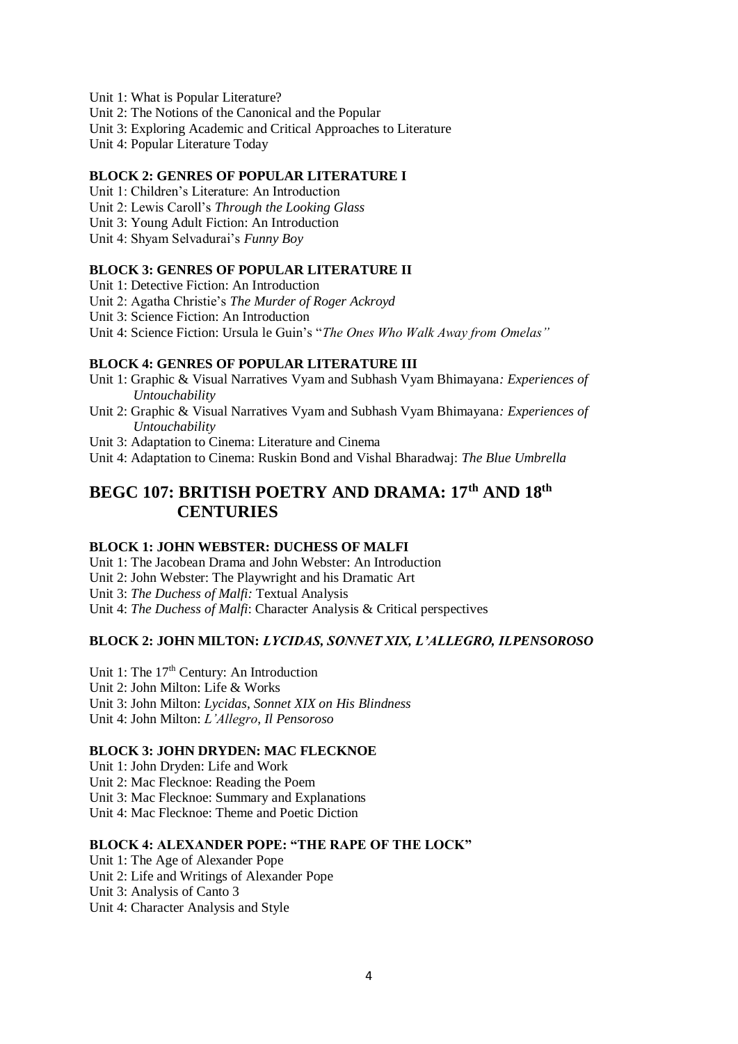Unit 1: What is Popular Literature?
Unit 2: The Notions of the Canonical and the Popular
Unit 3: Exploring Academic and Critical Approaches to Literature
Unit 4: Popular Literature Today

**BLOCK 2: GENRES OF POPULAR LITERATURE I**

Unit 1: Children's Literature: An Introduction
Unit 2: Lewis Caroll's *Through the Looking Glass*
Unit 3: Young Adult Fiction: An Introduction
Unit 4: Shyam Selvadurai's *Funny Boy*

**BLOCK 3: GENRES OF POPULAR LITERATURE II**

Unit 1: Detective Fiction: An Introduction
Unit 2: Agatha Christie's *The Murder of Roger Ackroyd*
Unit 3: Science Fiction: An Introduction
Unit 4: Science Fiction: Ursula le Guin's "*The Ones Who Walk Away from Omelas"*

**BLOCK 4: GENRES OF POPULAR LITERATURE III**

Unit 1: Graphic & Visual Narratives Vyam and Subhash Vyam Bhimayana*: Experiences of Untouchability*
Unit 2: Graphic & Visual Narratives Vyam and Subhash Vyam Bhimayana*: Experiences of Untouchability*
Unit 3: Adaptation to Cinema: Literature and Cinema
Unit 4: Adaptation to Cinema: Ruskin Bond and Vishal Bharadwaj: *The Blue Umbrella*

## BEGC 107: BRITISH POETRY AND DRAMA: 17th AND 18th CENTURIES

**BLOCK 1: JOHN WEBSTER: DUCHESS OF MALFI**

Unit 1: The Jacobean Drama and John Webster: An Introduction
Unit 2: John Webster: The Playwright and his Dramatic Art
Unit 3: *The Duchess of Malfi:* Textual Analysis
Unit 4: *The Duchess of Malfi*: Character Analysis & Critical perspectives

**BLOCK 2: JOHN MILTON: *LYCIDAS, SONNET XIX, L'ALLEGRO, ILPENSOROSO***

Unit 1: The 17th Century: An Introduction
Unit 2: John Milton: Life & Works
Unit 3: John Milton: *Lycidas*, *Sonnet XIX on His Blindness*
Unit 4: John Milton: *L'Allegro*, *Il Pensoroso*

**BLOCK 3: JOHN DRYDEN: MAC FLECKNOE**

Unit 1: John Dryden: Life and Work
Unit 2: Mac Flecknoe: Reading the Poem
Unit 3: Mac Flecknoe: Summary and Explanations
Unit 4: Mac Flecknoe: Theme and Poetic Diction

**BLOCK 4: ALEXANDER POPE: "THE RAPE OF THE LOCK"**

Unit 1: The Age of Alexander Pope
Unit 2: Life and Writings of Alexander Pope
Unit 3: Analysis of Canto 3
Unit 4: Character Analysis and Style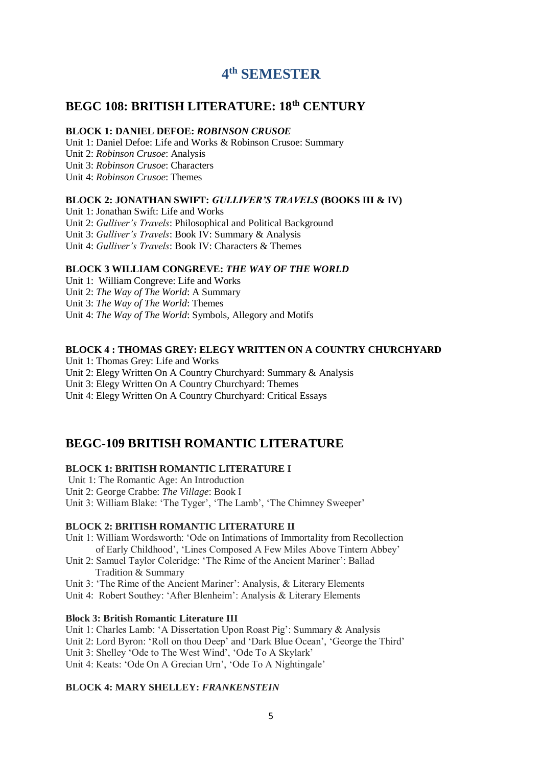# 4th SEMESTER

## BEGC 108: BRITISH LITERATURE: 18th CENTURY

### BLOCK 1: DANIEL DEFOE: *ROBINSON CRUSOE*

Unit 1: Daniel Defoe: Life and Works & Robinson Crusoe: Summary
Unit 2: *Robinson Crusoe*: Analysis
Unit 3: *Robinson Crusoe*: Characters
Unit 4: *Robinson Crusoe*: Themes

### BLOCK 2: JONATHAN SWIFT: *GULLIVER'S TRAVELS* (BOOKS III & IV)

Unit 1: Jonathan Swift: Life and Works
Unit 2: *Gulliver's Travels*: Philosophical and Political Background
Unit 3: *Gulliver's Travels*: Book IV: Summary & Analysis
Unit 4: *Gulliver's Travels*: Book IV: Characters & Themes

### BLOCK 3 WILLIAM CONGREVE: *THE WAY OF THE WORLD*

Unit 1: William Congreve: Life and Works
Unit 2: *The Way of The World*: A Summary
Unit 3: *The Way of The World*: Themes
Unit 4: *The Way of The World*: Symbols, Allegory and Motifs

### BLOCK 4 : THOMAS GREY: ELEGY WRITTEN ON A COUNTRY CHURCHYARD

Unit 1: Thomas Grey: Life and Works
Unit 2: Elegy Written On A Country Churchyard: Summary & Analysis
Unit 3: Elegy Written On A Country Churchyard: Themes
Unit 4: Elegy Written On A Country Churchyard: Critical Essays

## BEGC-109 BRITISH ROMANTIC LITERATURE

### BLOCK 1: BRITISH ROMANTIC LITERATURE I

Unit 1: The Romantic Age: An Introduction
Unit 2: George Crabbe: *The Village*: Book I
Unit 3: William Blake: 'The Tyger', 'The Lamb', 'The Chimney Sweeper'

### BLOCK 2: BRITISH ROMANTIC LITERATURE II

Unit 1: William Wordsworth: 'Ode on Intimations of Immortality from Recollection of Early Childhood', 'Lines Composed A Few Miles Above Tintern Abbey'
Unit 2: Samuel Taylor Coleridge: 'The Rime of the Ancient Mariner': Ballad Tradition & Summary
Unit 3: 'The Rime of the Ancient Mariner': Analysis, & Literary Elements
Unit 4: Robert Southey: 'After Blenheim': Analysis & Literary Elements

### Block 3: British Romantic Literature III

Unit 1: Charles Lamb: 'A Dissertation Upon Roast Pig': Summary & Analysis
Unit 2: Lord Byron: 'Roll on thou Deep' and 'Dark Blue Ocean', 'George the Third'
Unit 3: Shelley 'Ode to The West Wind', 'Ode To A Skylark'
Unit 4: Keats: 'Ode On A Grecian Urn', 'Ode To A Nightingale'

### BLOCK 4: MARY SHELLEY: *FRANKENSTEIN*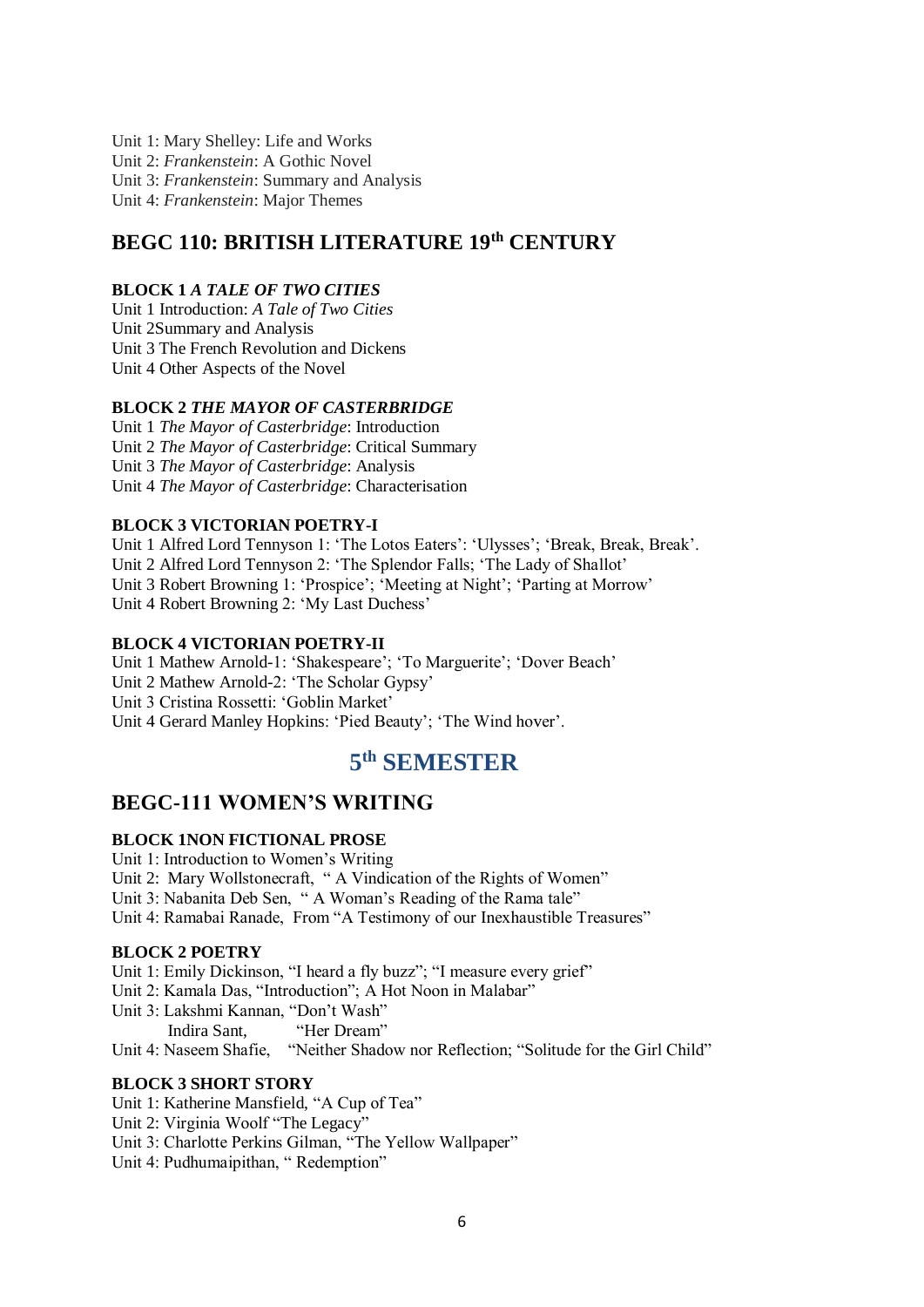Unit 1: Mary Shelley: Life and Works
Unit 2: *Frankenstein*: A Gothic Novel
Unit 3: *Frankenstein*: Summary and Analysis
Unit 4: *Frankenstein*: Major Themes

## BEGC 110: BRITISH LITERATURE 19th CENTURY

#### BLOCK 1 *A TALE OF TWO CITIES*

Unit 1 Introduction: *A Tale of Two Cities*
Unit 2Summary and Analysis
Unit 3 The French Revolution and Dickens
Unit 4 Other Aspects of the Novel

#### BLOCK 2 *THE MAYOR OF CASTERBRIDGE*

Unit 1 *The Mayor of Casterbridge*: Introduction
Unit 2 *The Mayor of Casterbridge*: Critical Summary
Unit 3 *The Mayor of Casterbridge*: Analysis
Unit 4 *The Mayor of Casterbridge*: Characterisation

#### BLOCK 3 VICTORIAN POETRY-I

Unit 1 Alfred Lord Tennyson 1: 'The Lotos Eaters': 'Ulysses'; 'Break, Break, Break'.
Unit 2 Alfred Lord Tennyson 2: 'The Splendor Falls; 'The Lady of Shallot'
Unit 3 Robert Browning 1: 'Prospice'; 'Meeting at Night'; 'Parting at Morrow'
Unit 4 Robert Browning 2: 'My Last Duchess'

#### BLOCK 4 VICTORIAN POETRY-II

Unit 1 Mathew Arnold-1: 'Shakespeare'; 'To Marguerite'; 'Dover Beach'
Unit 2 Mathew Arnold-2: 'The Scholar Gypsy'
Unit 3 Cristina Rossetti: 'Goblin Market'
Unit 4 Gerard Manley Hopkins: 'Pied Beauty'; 'The Wind hover'.

# 5th SEMESTER

## BEGC-111 WOMEN'S WRITING

#### BLOCK 1NON FICTIONAL PROSE

Unit 1: Introduction to Women's Writing
Unit 2: Mary Wollstonecraft, " A Vindication of the Rights of Women"
Unit 3: Nabanita Deb Sen, " A Woman's Reading of the Rama tale"
Unit 4: Ramabai Ranade, From "A Testimony of our Inexhaustible Treasures"

#### BLOCK 2 POETRY

Unit 1: Emily Dickinson, "I heard a fly buzz"; "I measure every grief"
Unit 2: Kamala Das, "Introduction"; A Hot Noon in Malabar"
Unit 3: Lakshmi Kannan, "Don't Wash"
Indira Sant, "Her Dream"
Unit 4: Naseem Shafie, "Neither Shadow nor Reflection; "Solitude for the Girl Child"

#### BLOCK 3 SHORT STORY

Unit 1: Katherine Mansfield, "A Cup of Tea"
Unit 2: Virginia Woolf "The Legacy"
Unit 3: Charlotte Perkins Gilman, "The Yellow Wallpaper"
Unit 4: Pudhumaipithan, " Redemption"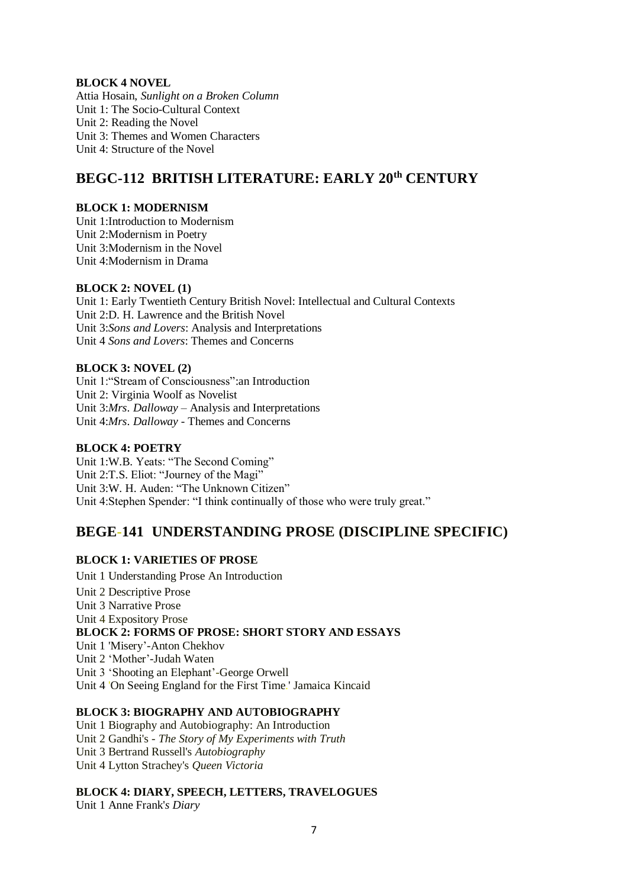**BLOCK 4 NOVEL**

Attia Hosain, *Sunlight on a Broken Column*

Unit 1: The Socio-Cultural Context

Unit 2: Reading the Novel

Unit 3: Themes and Women Characters

Unit 4: Structure of the Novel

## BEGC-112 BRITISH LITERATURE: EARLY 20th CENTURY

**BLOCK 1: MODERNISM**

Unit 1:Introduction to Modernism

Unit 2:Modernism in Poetry

Unit 3:Modernism in the Novel

Unit 4:Modernism in Drama

**BLOCK 2: NOVEL (1)**

Unit 1: Early Twentieth Century British Novel: Intellectual and Cultural Contexts

Unit 2:D. H. Lawrence and the British Novel

Unit 3:*Sons and Lovers*: Analysis and Interpretations

Unit 4 *Sons and Lovers*: Themes and Concerns

**BLOCK 3: NOVEL (2)**

Unit 1:"Stream of Consciousness":an Introduction

Unit 2: Virginia Woolf as Novelist

Unit 3:*Mrs. Dalloway* – Analysis and Interpretations

Unit 4:*Mrs. Dalloway* - Themes and Concerns

**BLOCK 4: POETRY**

Unit 1:W.B. Yeats: "The Second Coming"

Unit 2:T.S. Eliot: "Journey of the Magi"

Unit 3:W. H. Auden: "The Unknown Citizen"

Unit 4:Stephen Spender: "I think continually of those who were truly great."

## BEGE-141 UNDERSTANDING PROSE (DISCIPLINE SPECIFIC)

**BLOCK 1: VARIETIES OF PROSE**

Unit 1 Understanding Prose An Introduction

Unit 2 Descriptive Prose

Unit 3 Narrative Prose

Unit 4 Expository Prose

**BLOCK 2: FORMS OF PROSE: SHORT STORY AND ESSAYS**

Unit 1 'Misery'-Anton Chekhov

Unit 2 'Mother'-Judah Waten

Unit 3 'Shooting an Elephant'-George Orwell

Unit 4 'On Seeing England for the First Time.' Jamaica Kincaid

**BLOCK 3: BIOGRAPHY AND AUTOBIOGRAPHY**

Unit 1 Biography and Autobiography: An Introduction

Unit 2 Gandhi's - *The Story of My Experiments with Truth*

Unit 3 Bertrand Russell's *Autobiography*

Unit 4 Lytton Strachey's *Queen Victoria*

**BLOCK 4: DIARY, SPEECH, LETTERS, TRAVELOGUES**

Unit 1 Anne Frank'*s Diary*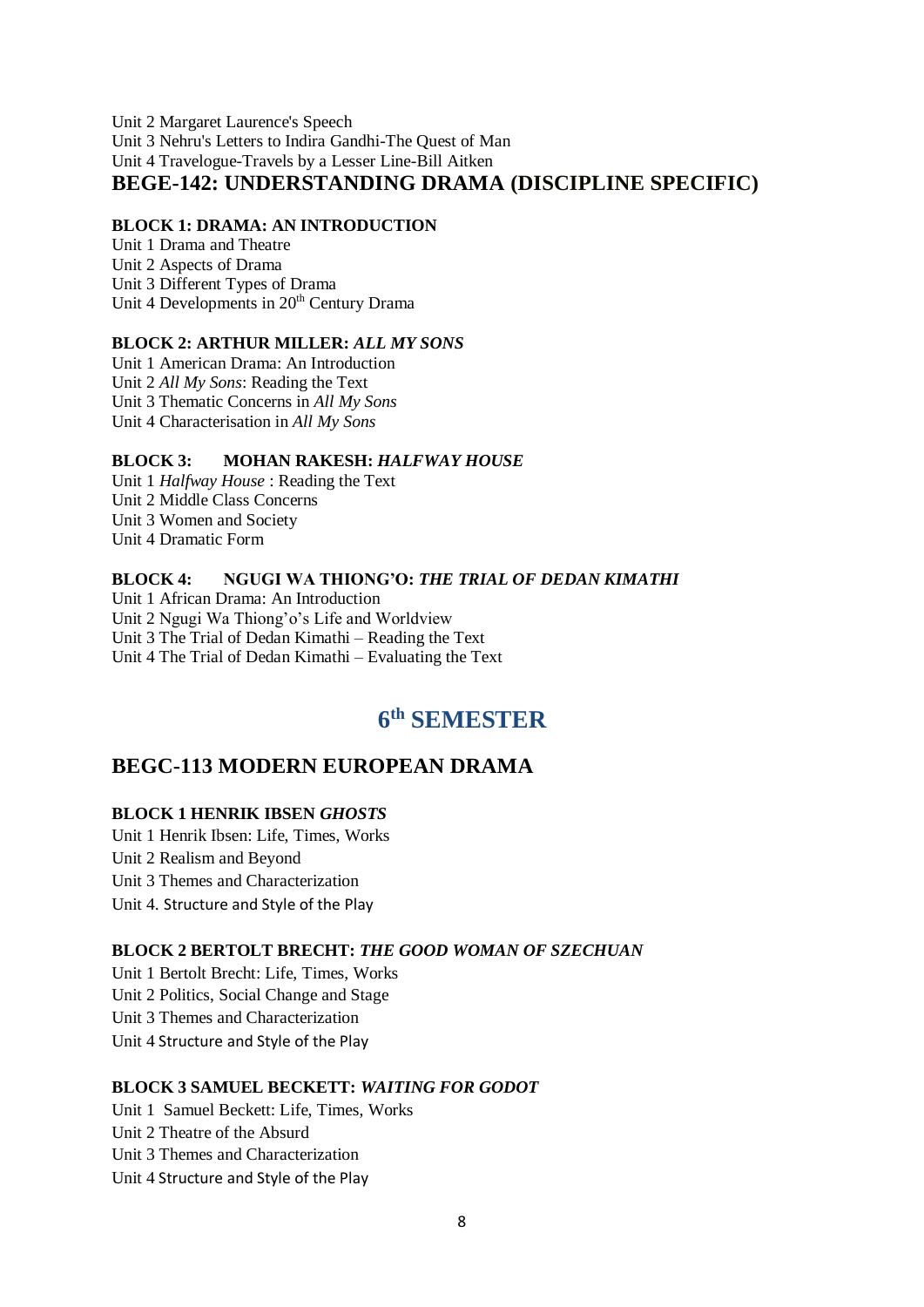Unit 2 Margaret Laurence's Speech
Unit 3 Nehru's Letters to Indira Gandhi-The Quest of Man
Unit 4 Travelogue-Travels by a Lesser Line-Bill Aitken

## BEGE-142: UNDERSTANDING DRAMA (DISCIPLINE SPECIFIC)

**BLOCK 1: DRAMA: AN INTRODUCTION**

Unit 1 Drama and Theatre
Unit 2 Aspects of Drama
Unit 3 Different Types of Drama
Unit 4 Developments in 20th Century Drama

**BLOCK 2: ARTHUR MILLER: *ALL MY SONS***

Unit 1 American Drama: An Introduction
Unit 2 *All My Sons*: Reading the Text
Unit 3 Thematic Concerns in *All My Sons*
Unit 4 Characterisation in *All My Sons*

**BLOCK 3: MOHAN RAKESH: *HALFWAY HOUSE***

Unit 1 *Halfway House* : Reading the Text
Unit 2 Middle Class Concerns
Unit 3 Women and Society
Unit 4 Dramatic Form

**BLOCK 4: NGUGI WA THIONG'O: *THE TRIAL OF DEDAN KIMATHI***

Unit 1 African Drama: An Introduction
Unit 2 Ngugi Wa Thiong'o's Life and Worldview
Unit 3 The Trial of Dedan Kimathi – Reading the Text
Unit 4 The Trial of Dedan Kimathi – Evaluating the Text

# 6th SEMESTER

## BEGC-113 MODERN EUROPEAN DRAMA

**BLOCK 1 HENRIK IBSEN *GHOSTS***

Unit 1 Henrik Ibsen: Life, Times, Works
Unit 2 Realism and Beyond
Unit 3 Themes and Characterization
Unit 4. Structure and Style of the Play

**BLOCK 2 BERTOLT BRECHT: *THE GOOD WOMAN OF SZECHUAN***

Unit 1 Bertolt Brecht: Life, Times, Works
Unit 2 Politics, Social Change and Stage
Unit 3 Themes and Characterization
Unit 4 Structure and Style of the Play

**BLOCK 3 SAMUEL BECKETT: *WAITING FOR GODOT***

Unit 1 Samuel Beckett: Life, Times, Works
Unit 2 Theatre of the Absurd
Unit 3 Themes and Characterization
Unit 4 Structure and Style of the Play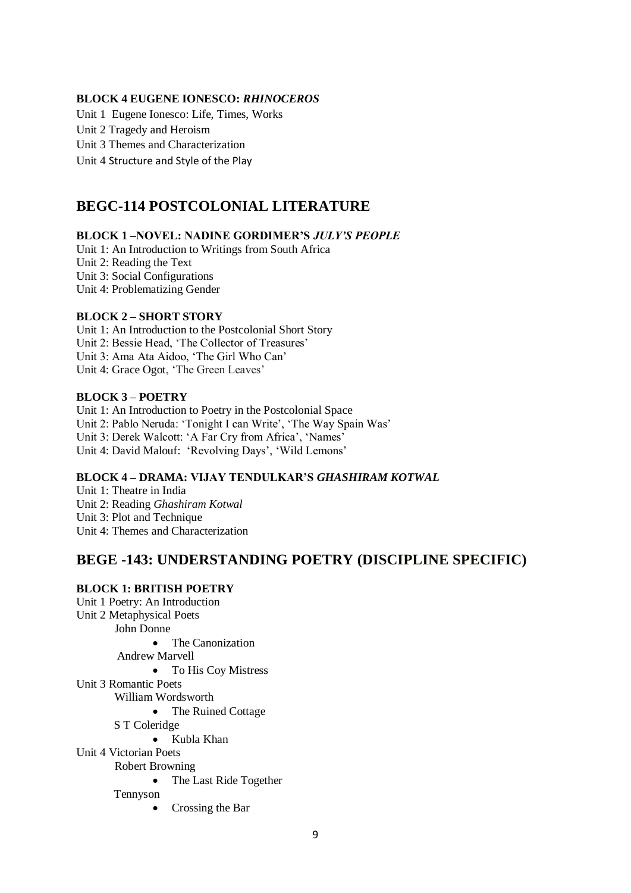#### BLOCK 4 EUGENE IONESCO: *RHINOCEROS*

Unit 1 Eugene Ionesco: Life, Times, Works
Unit 2 Tragedy and Heroism
Unit 3 Themes and Characterization
Unit 4 Structure and Style of the Play

## BEGC-114 POSTCOLONIAL LITERATURE

#### BLOCK 1 –NOVEL: NADINE GORDIMER'S *JULY'S PEOPLE*

Unit 1: An Introduction to Writings from South Africa
Unit 2: Reading the Text
Unit 3: Social Configurations
Unit 4: Problematizing Gender

#### BLOCK 2 – SHORT STORY

Unit 1: An Introduction to the Postcolonial Short Story
Unit 2: Bessie Head, 'The Collector of Treasures'
Unit 3: Ama Ata Aidoo, 'The Girl Who Can'
Unit 4: Grace Ogot, 'The Green Leaves'

#### BLOCK 3 – POETRY

Unit 1: An Introduction to Poetry in the Postcolonial Space
Unit 2: Pablo Neruda: 'Tonight I can Write', 'The Way Spain Was'
Unit 3: Derek Walcott: 'A Far Cry from Africa', 'Names'
Unit 4: David Malouf: 'Revolving Days', 'Wild Lemons'

#### BLOCK 4 – DRAMA: VIJAY TENDULKAR'S *GHASHIRAM KOTWAL*

Unit 1: Theatre in India
Unit 2: Reading *Ghashiram Kotwal*
Unit 3: Plot and Technique
Unit 4: Themes and Characterization

## BEGE -143: UNDERSTANDING POETRY (DISCIPLINE SPECIFIC)

#### BLOCK 1: BRITISH POETRY

Unit 1 Poetry: An Introduction
Unit 2 Metaphysical Poets
John Donne
- The Canonization

Andrew Marvell
- To His Coy Mistress

Unit 3 Romantic Poets
William Wordsworth
- The Ruined Cottage

S T Coleridge
- Kubla Khan

Unit 4 Victorian Poets
Robert Browning
- The Last Ride Together

Tennyson
- Crossing the Bar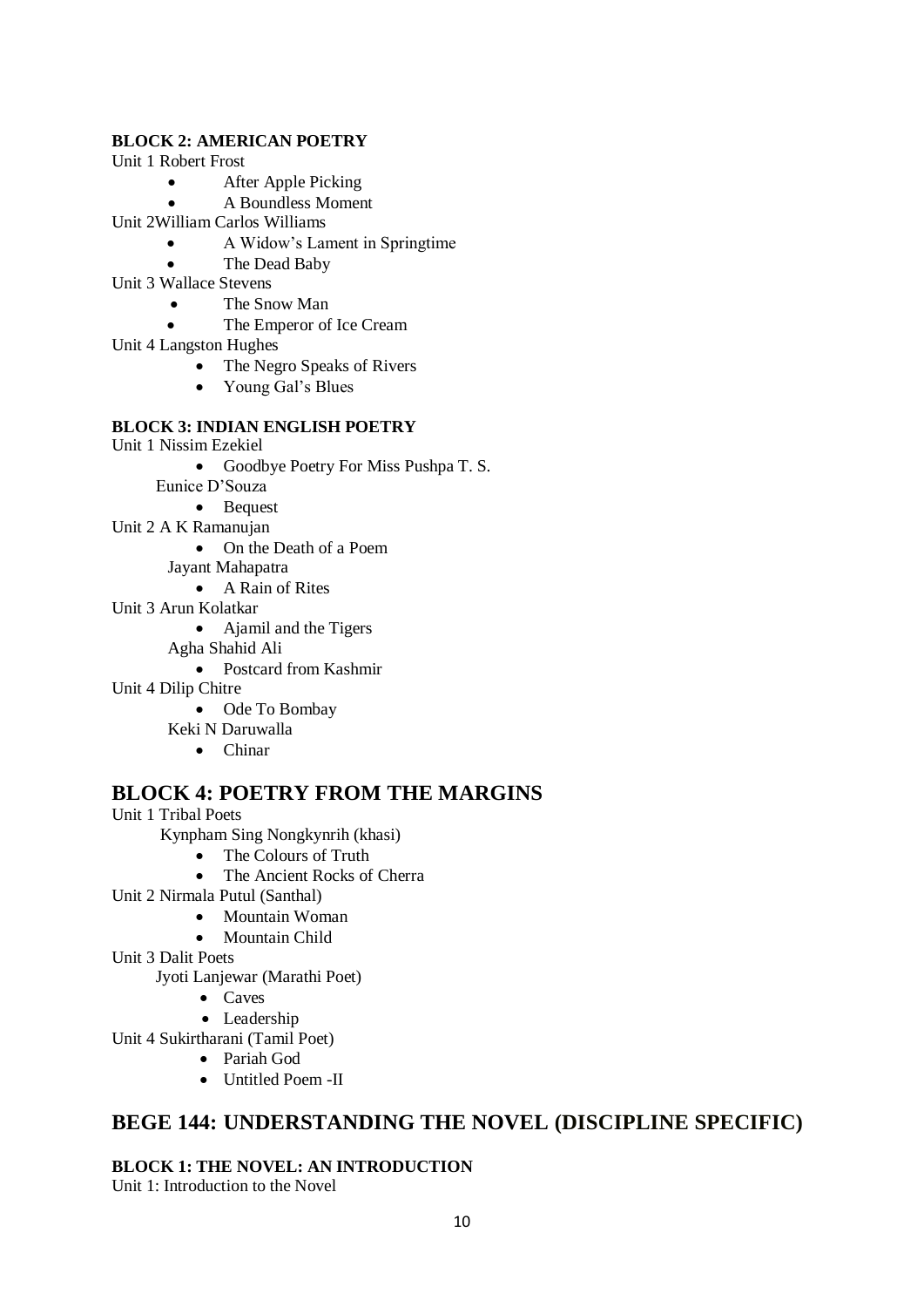**BLOCK 2: AMERICAN POETRY**

Unit 1 Robert Frost

- After Apple Picking
- A Boundless Moment

Unit 2William Carlos Williams

- A Widow's Lament in Springtime
- The Dead Baby

Unit 3 Wallace Stevens

- The Snow Man
- The Emperor of Ice Cream

Unit 4 Langston Hughes

- The Negro Speaks of Rivers
- Young Gal's Blues

**BLOCK 3: INDIAN ENGLISH POETRY**

Unit 1 Nissim Ezekiel

- Goodbye Poetry For Miss Pushpa T. S.

Eunice D'Souza

- Bequest

Unit 2 A K Ramanujan

- On the Death of a Poem

Jayant Mahapatra

- A Rain of Rites

Unit 3 Arun Kolatkar

- Ajamil and the Tigers

Agha Shahid Ali

- Postcard from Kashmir

Unit 4 Dilip Chitre

- Ode To Bombay

Keki N Daruwalla

- Chinar

## BLOCK 4: POETRY FROM THE MARGINS

Unit 1 Tribal Poets

Kynpham Sing Nongkynrih (khasi)

- The Colours of Truth
- The Ancient Rocks of Cherra

Unit 2 Nirmala Putul (Santhal)

- Mountain Woman
- Mountain Child

Unit 3 Dalit Poets

Jyoti Lanjewar (Marathi Poet)

- Caves
- Leadership

Unit 4 Sukirtharani (Tamil Poet)

- Pariah God
- Untitled Poem -II

## BEGE 144: UNDERSTANDING THE NOVEL (DISCIPLINE SPECIFIC)

**BLOCK 1: THE NOVEL: AN INTRODUCTION**

Unit 1: Introduction to the Novel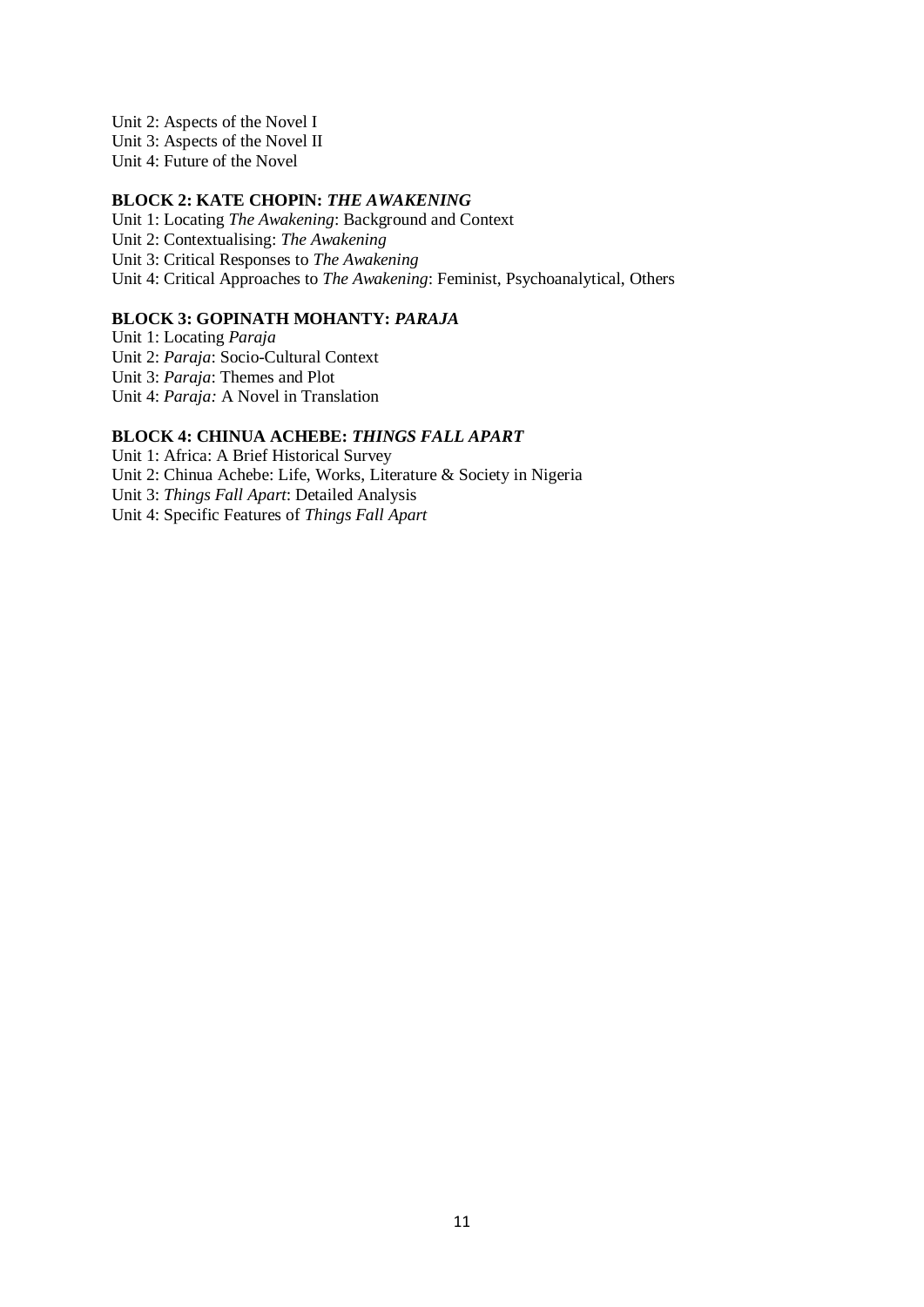Unit 2: Aspects of the Novel I
Unit 3: Aspects of the Novel II
Unit 4: Future of the Novel

**BLOCK 2: KATE CHOPIN: *THE AWAKENING***

Unit 1: Locating *The Awakening*: Background and Context
Unit 2: Contextualising: *The Awakening*
Unit 3: Critical Responses to *The Awakening*
Unit 4: Critical Approaches to *The Awakening*: Feminist, Psychoanalytical, Others

**BLOCK 3: GOPINATH MOHANTY: *PARAJA***

Unit 1: Locating *Paraja*
Unit 2: *Paraja*: Socio-Cultural Context
Unit 3: *Paraja*: Themes and Plot
Unit 4: *Paraja:* A Novel in Translation

**BLOCK 4: CHINUA ACHEBE: *THINGS FALL APART***

Unit 1: Africa: A Brief Historical Survey
Unit 2: Chinua Achebe: Life, Works, Literature & Society in Nigeria
Unit 3: *Things Fall Apart*: Detailed Analysis
Unit 4: Specific Features of *Things Fall Apart*